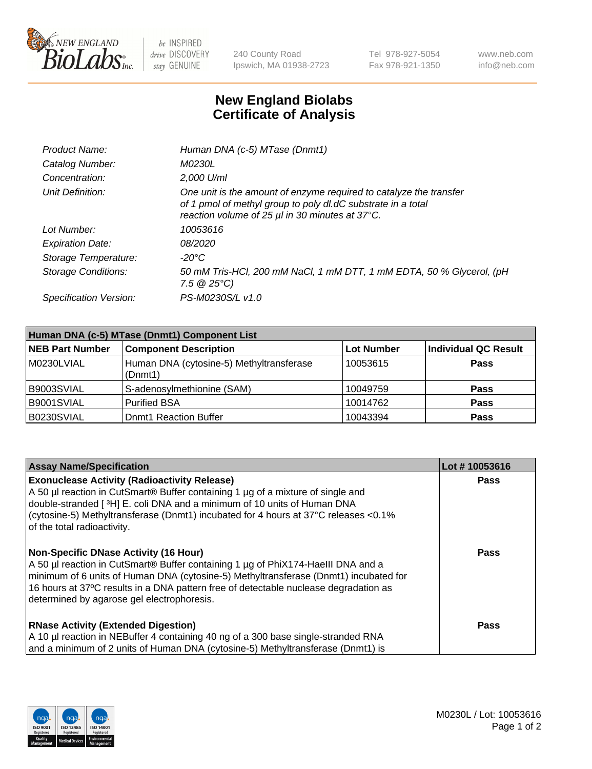# New England Biolabs Certificate of Analysis

| | |
|---|---|
| *Product Name:* | *Human DNA (c-5) MTase (Dnmt1)* |
| *Catalog Number:* | *M0230L* |
| *Concentration:* | *2,000 U/ml* |
| *Unit Definition:* | *One unit is the amount of enzyme required to catalyze the transfer of 1 pmol of methyl group to poly dI.dC substrate in a total reaction volume of 25 µl in 30 minutes at 37°C.* |
| *Lot Number:* | *10053616* |
| *Expiration Date:* | *08/2020* |
| *Storage Temperature:* | *-20°C* |
| *Storage Conditions:* | *50 mM Tris-HCl, 200 mM NaCl, 1 mM DTT, 1 mM EDTA, 50 % Glycerol, (pH 7.5 @ 25°C)* |
| *Specification Version:* | *PS-M0230S/L v1.0* |

| Human DNA (c-5) MTase (Dnmt1) Component List | | | |
|---|---|---|---|
| **NEB Part Number** | **Component Description** | **Lot Number** | **Individual QC Result** |
| M0230LVIAL | Human DNA (cytosine-5) Methyltransferase (Dnmt1) | 10053615 | **Pass** |
| B9003SVIAL | S-adenosylmethionine (SAM) | 10049759 | **Pass** |
| B9001SVIAL | Purified BSA | 10014762 | **Pass** |
| B0230SVIAL | Dnmt1 Reaction Buffer | 10043394 | **Pass** |

| Assay Name/Specification | Lot # 10053616 |
|---|---|
| **Exonuclease Activity (Radioactivity Release)**<br>A 50 µl reaction in CutSmart® Buffer containing 1 µg of a mixture of single and double-stranded [ $^3$H] E. coli DNA and a minimum of 10 units of Human DNA (cytosine-5) Methyltransferase (Dnmt1) incubated for 4 hours at 37°C releases <0.1% of the total radioactivity. | **Pass** |
| **Non-Specific DNase Activity (16 Hour)**<br>A 50 µl reaction in CutSmart® Buffer containing 1 µg of PhiX174-HaeIII DNA and a minimum of 6 units of Human DNA (cytosine-5) Methyltransferase (Dnmt1) incubated for 16 hours at 37ºC results in a DNA pattern free of detectable nuclease degradation as determined by agarose gel electrophoresis. | **Pass** |
| **RNase Activity (Extended Digestion)**<br>A 10 µl reaction in NEBuffer 4 containing 40 ng of a 300 base single-stranded RNA and a minimum of 2 units of Human DNA (cytosine-5) Methyltransferase (Dnmt1) is | **Pass** |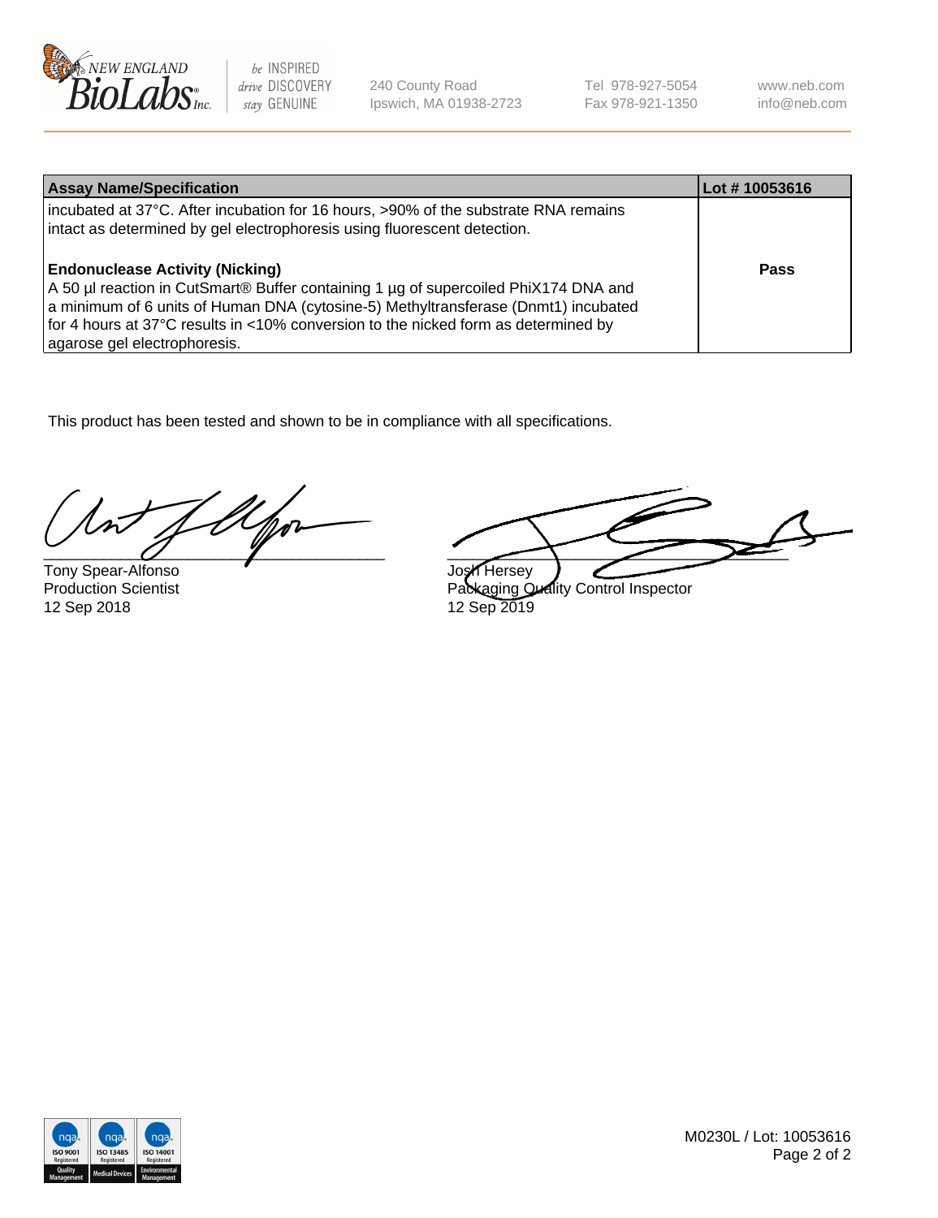| Assay Name/Specification | Lot # 10053616 |
| --- | --- |
| incubated at 37°C. After incubation for 16 hours, >90% of the substrate RNA remains intact as determined by gel electrophoresis using fluorescent detection. | |
| **Endonuclease Activity (Nicking)**<br>A 50 µl reaction in CutSmart® Buffer containing 1 µg of supercoiled PhiX174 DNA and a minimum of 6 units of Human DNA (cytosine-5) Methyltransferase (Dnmt1) incubated for 4 hours at 37°C results in <10% conversion to the nicked form as determined by agarose gel electrophoresis. | **Pass** |

This product has been tested and shown to be in compliance with all specifications.

Tony Spear-Alfonso
Production Scientist
12 Sep 2018

Josh Hersey
Packaging Quality Control Inspector
12 Sep 2019

M0230L / Lot: 10053616